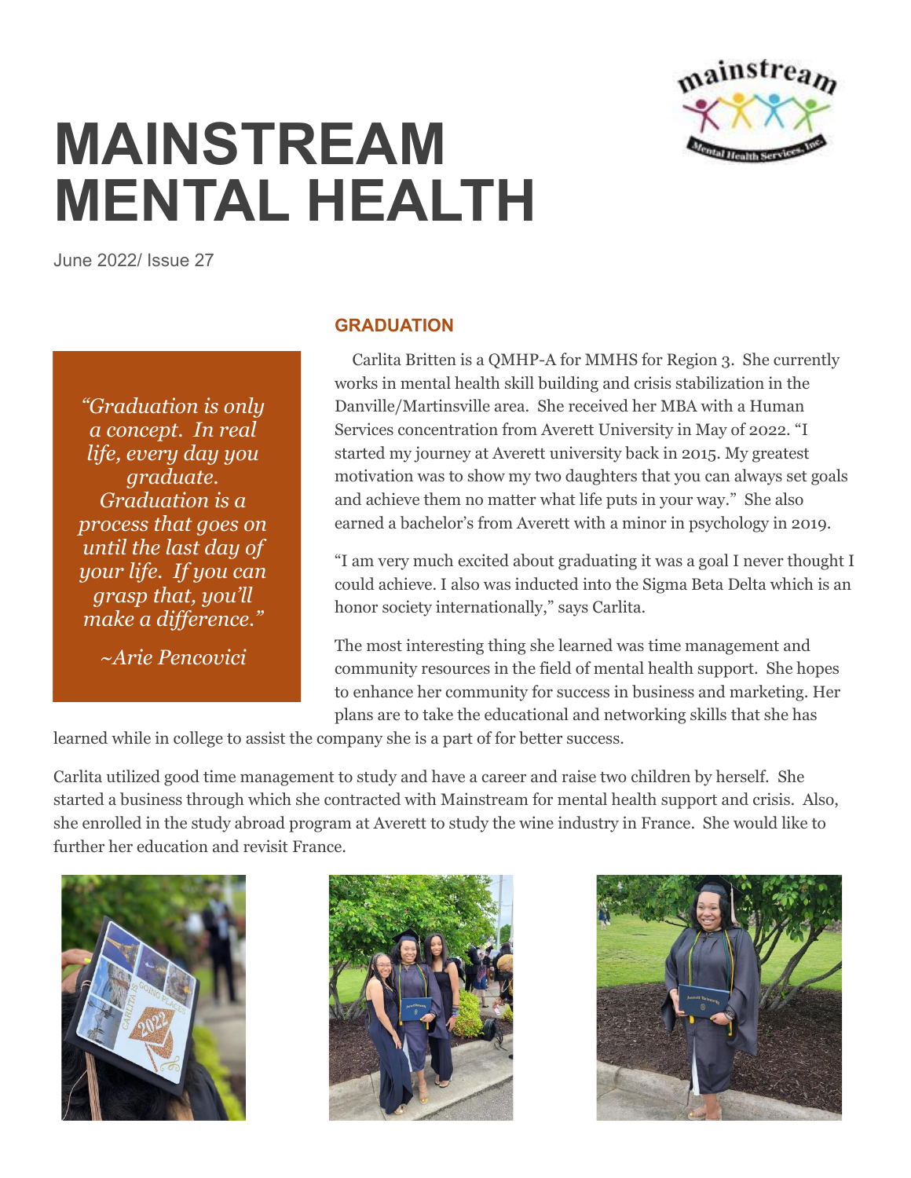# MAINSTREAM MENTAL HEALTH

June 2022/ Issue 27

> *"Graduation is only a concept. In real life, every day you graduate. Graduation is a process that goes on until the last day of your life. If you can grasp that, you'll make a difference."*
>
> *~Arie Pencovici*

## GRADUATION

Carlita Britten is a QMHP-A for MMHS for Region 3. She currently works in mental health skill building and crisis stabilization in the Danville/Martinsville area. She received her MBA with a Human Services concentration from Averett University in May of 2022. "I started my journey at Averett university back in 2015. My greatest motivation was to show my two daughters that you can always set goals and achieve them no matter what life puts in your way." She also earned a bachelor's from Averett with a minor in psychology in 2019.

"I am very much excited about graduating it was a goal I never thought I could achieve. I also was inducted into the Sigma Beta Delta which is an honor society internationally," says Carlita.

The most interesting thing she learned was time management and community resources in the field of mental health support. She hopes to enhance her community for success in business and marketing. Her plans are to take the educational and networking skills that she has learned while in college to assist the company she is a part of for better success.

Carlita utilized good time management to study and have a career and raise two children by herself. She started a business through which she contracted with Mainstream for mental health support and crisis. Also, she enrolled in the study abroad program at Averett to study the wine industry in France. She would like to further her education and revisit France.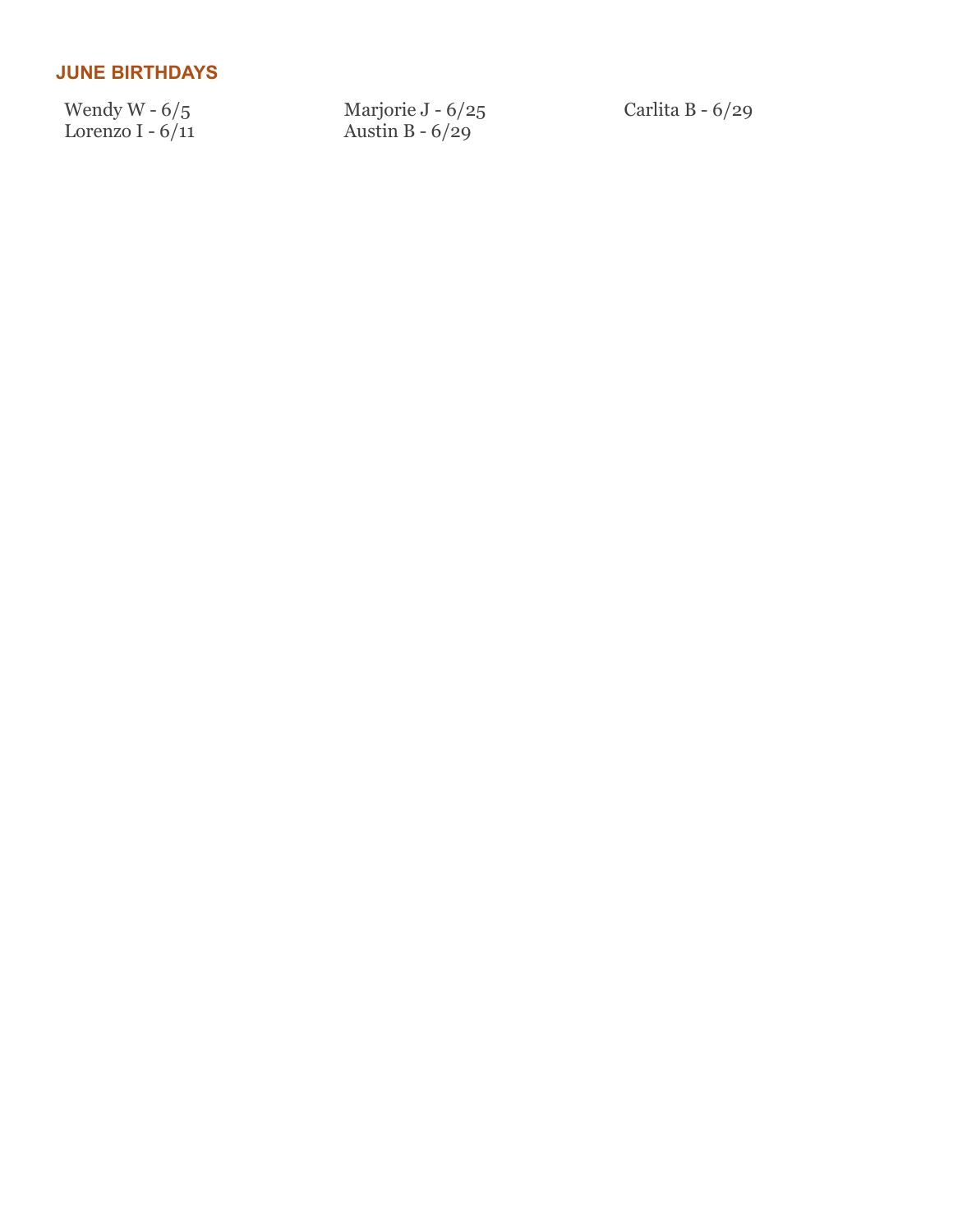## JUNE BIRTHDAYS

Wendy W - 6/5
Lorenzo I - 6/11
Marjorie J - 6/25
Austin B - 6/29
Carlita B - 6/29